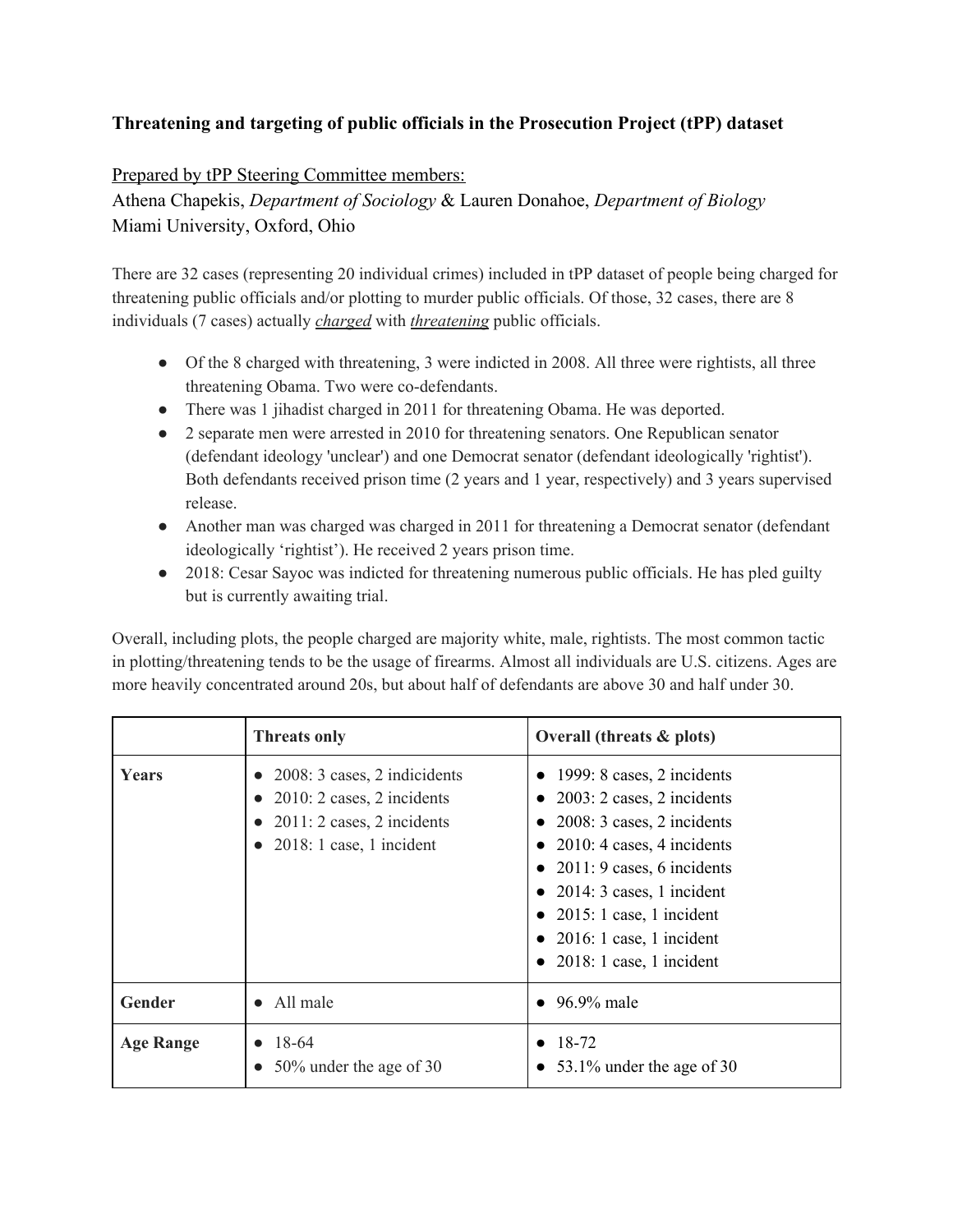**Threatening and targeting of public officials in the Prosecution Project (tPP) dataset**

Prepared by tPP Steering Committee members:
Athena Chapekis, *Department of Sociology* & Lauren Donahoe, *Department of Biology*
Miami University, Oxford, Ohio

There are 32 cases (representing 20 individual crimes) included in tPP dataset of people being charged for threatening public officials and/or plotting to murder public officials. Of those, 32 cases, there are 8 individuals (7 cases) actually ***charged*** with ***threatening*** public officials.

- Of the 8 charged with threatening, 3 were indicted in 2008. All three were rightists, all three threatening Obama. Two were co-defendants.
- There was 1 jihadist charged in 2011 for threatening Obama. He was deported.
- 2 separate men were arrested in 2010 for threatening senators. One Republican senator (defendant ideology 'unclear') and one Democrat senator (defendant ideologically 'rightist'). Both defendants received prison time (2 years and 1 year, respectively) and 3 years supervised release.
- Another man was charged was charged in 2011 for threatening a Democrat senator (defendant ideologically 'rightist'). He received 2 years prison time.
- 2018: Cesar Sayoc was indicted for threatening numerous public officials. He has pled guilty but is currently awaiting trial.

Overall, including plots, the people charged are majority white, male, rightists. The most common tactic in plotting/threatening tends to be the usage of firearms. Almost all individuals are U.S. citizens. Ages are more heavily concentrated around 20s, but about half of defendants are above 30 and half under 30.

| | **Threats only** | **Overall (threats & plots)** |
|---|---|---|
| **Years** | • 2008: 3 cases, 2 indicidents<br>• 2010: 2 cases, 2 incidents<br>• 2011: 2 cases, 2 incidents<br>• 2018: 1 case, 1 incident | • 1999: 8 cases, 2 incidents<br>• 2003: 2 cases, 2 incidents<br>• 2008: 3 cases, 2 incidents<br>• 2010: 4 cases, 4 incidents<br>• 2011: 9 cases, 6 incidents<br>• 2014: 3 cases, 1 incident<br>• 2015: 1 case, 1 incident<br>• 2016: 1 case, 1 incident<br>• 2018: 1 case, 1 incident |
| **Gender** | • All male | • 96.9% male |
| **Age Range** | • 18-64<br>• 50% under the age of 30 | • 18-72<br>• 53.1% under the age of 30 |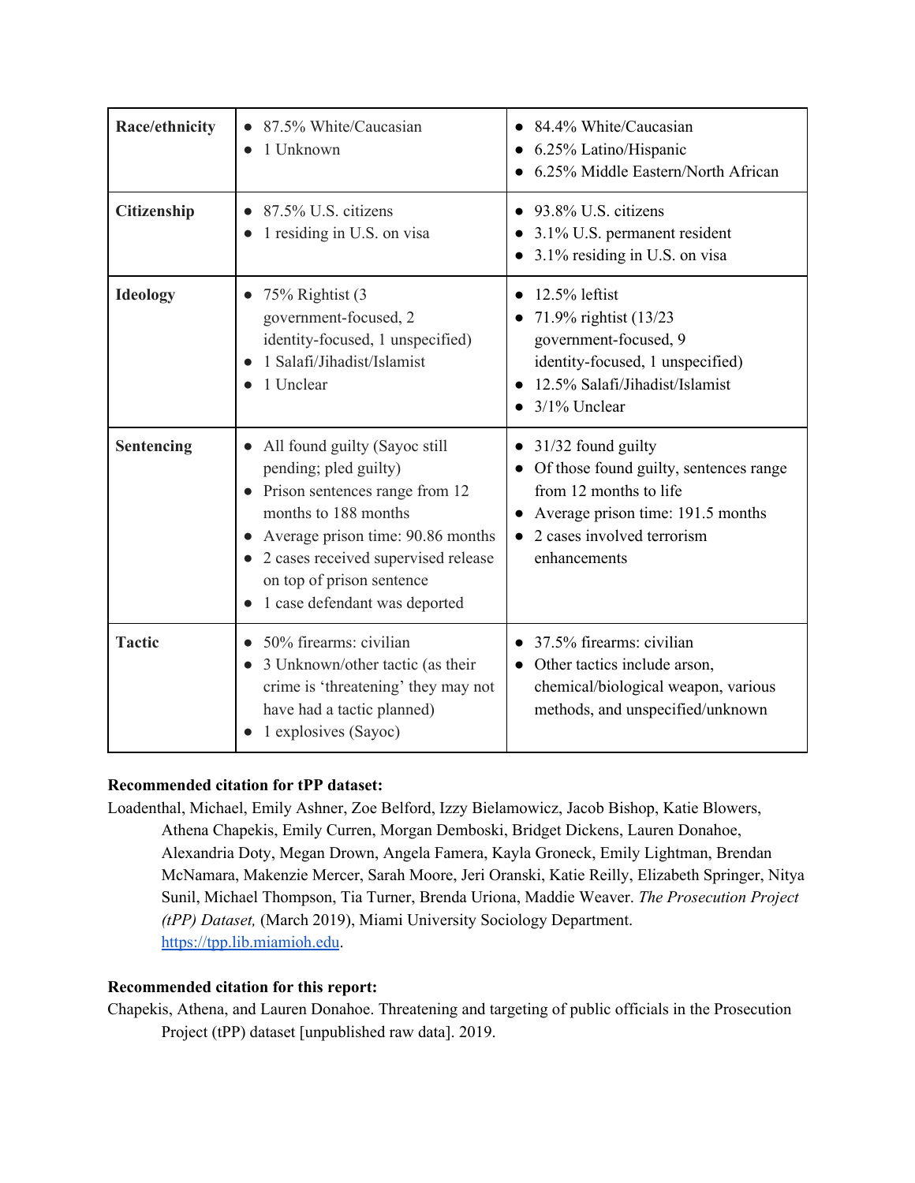| Race/ethnicity | • 87.5% White/Caucasian<br>• 1 Unknown | • 84.4% White/Caucasian<br>• 6.25% Latino/Hispanic<br>• 6.25% Middle Eastern/North African |
|---|---|---|
| Citizenship | • 87.5% U.S. citizens<br>• 1 residing in U.S. on visa | • 93.8% U.S. citizens<br>• 3.1% U.S. permanent resident<br>• 3.1% residing in U.S. on visa |
| Ideology | • 75% Rightist (3 government-focused, 2 identity-focused, 1 unspecified)<br>• 1 Salafi/Jihadist/Islamist<br>• 1 Unclear | • 12.5% leftist<br>• 71.9% rightist (13/23 government-focused, 9 identity-focused, 1 unspecified)<br>• 12.5% Salafi/Jihadist/Islamist<br>• 3/1% Unclear |
| Sentencing | • All found guilty (Sayoc still pending; pled guilty)<br>• Prison sentences range from 12 months to 188 months<br>• Average prison time: 90.86 months<br>• 2 cases received supervised release on top of prison sentence<br>• 1 case defendant was deported | • 31/32 found guilty<br>• Of those found guilty, sentences range from 12 months to life<br>• Average prison time: 191.5 months<br>• 2 cases involved terrorism enhancements |
| Tactic | • 50% firearms: civilian<br>• 3 Unknown/other tactic (as their crime is 'threatening' they may not have had a tactic planned)<br>• 1 explosives (Sayoc) | • 37.5% firearms: civilian<br>• Other tactics include arson, chemical/biological weapon, various methods, and unspecified/unknown |

**Recommended citation for tPP dataset:**

Loadenthal, Michael, Emily Ashner, Zoe Belford, Izzy Bielamowicz, Jacob Bishop, Katie Blowers, Athena Chapekis, Emily Curren, Morgan Demboski, Bridget Dickens, Lauren Donahoe, Alexandria Doty, Megan Drown, Angela Famera, Kayla Groneck, Emily Lightman, Brendan McNamara, Makenzie Mercer, Sarah Moore, Jeri Oranski, Katie Reilly, Elizabeth Springer, Nitya Sunil, Michael Thompson, Tia Turner, Brenda Uriona, Maddie Weaver. *The Prosecution Project (tPP) Dataset,* (March 2019), Miami University Sociology Department. https://tpp.lib.miamioh.edu.

**Recommended citation for this report:**

Chapekis, Athena, and Lauren Donahoe. Threatening and targeting of public officials in the Prosecution Project (tPP) dataset [unpublished raw data]. 2019.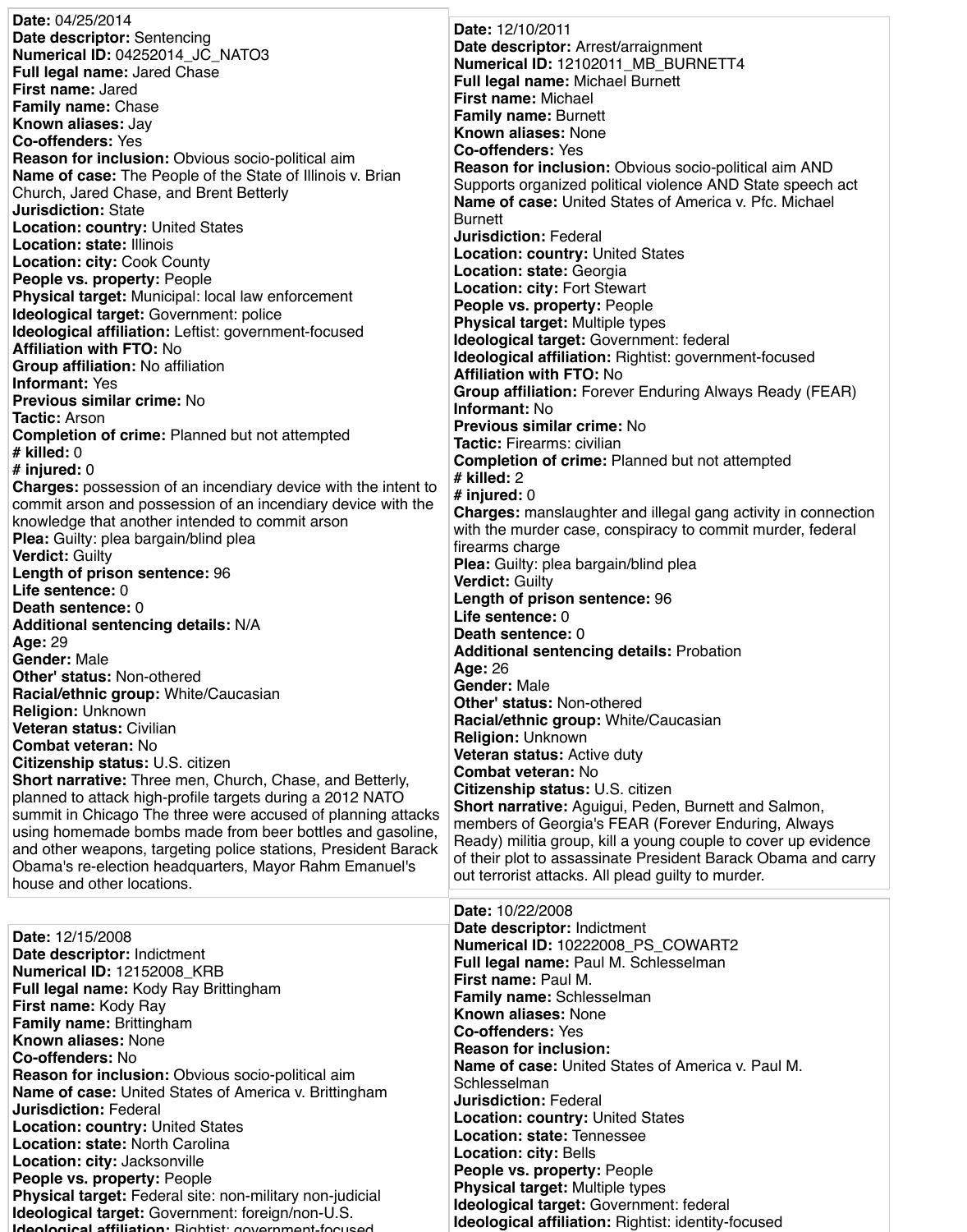**Date:** 04/25/2014
**Date descriptor:** Sentencing
**Numerical ID:** 04252014_JC_NATO3
**Full legal name:** Jared Chase
**First name:** Jared
**Family name:** Chase
**Known aliases:** Jay
**Co-offenders:** Yes
**Reason for inclusion:** Obvious socio-political aim
**Name of case:** The People of the State of Illinois v. Brian Church, Jared Chase, and Brent Betterly
**Jurisdiction:** State
**Location: country:** United States
**Location: state:** Illinois
**Location: city:** Cook County
**People vs. property:** People
**Physical target:** Municipal: local law enforcement
**Ideological target:** Government: police
**Ideological affiliation:** Leftist: government-focused
**Affiliation with FTO:** No
**Group affiliation:** No affiliation
**Informant:** Yes
**Previous similar crime:** No
**Tactic:** Arson
**Completion of crime:** Planned but not attempted
**# killed:** 0
**# injured:** 0
**Charges:** possession of an incendiary device with the intent to commit arson and possession of an incendiary device with the knowledge that another intended to commit arson
**Plea:** Guilty: plea bargain/blind plea
**Verdict:** Guilty
**Length of prison sentence:** 96
**Life sentence:** 0
**Death sentence:** 0
**Additional sentencing details:** N/A
**Age:** 29
**Gender:** Male
**Other' status:** Non-othered
**Racial/ethnic group:** White/Caucasian
**Religion:** Unknown
**Veteran status:** Civilian
**Combat veteran:** No
**Citizenship status:** U.S. citizen
**Short narrative:** Three men, Church, Chase, and Betterly, planned to attack high-profile targets during a 2012 NATO summit in Chicago The three were accused of planning attacks using homemade bombs made from beer bottles and gasoline, and other weapons, targeting police stations, President Barack Obama's re-election headquarters, Mayor Rahm Emanuel's house and other locations.

**Date:** 12/10/2011
**Date descriptor:** Arrest/arraignment
**Numerical ID:** 12102011_MB_BURNETT4
**Full legal name:** Michael Burnett
**First name:** Michael
**Family name:** Burnett
**Known aliases:** None
**Co-offenders:** Yes
**Reason for inclusion:** Obvious socio-political aim AND Supports organized political violence AND State speech act
**Name of case:** United States of America v. Pfc. Michael Burnett
**Jurisdiction:** Federal
**Location: country:** United States
**Location: state:** Georgia
**Location: city:** Fort Stewart
**People vs. property:** People
**Physical target:** Multiple types
**Ideological target:** Government: federal
**Ideological affiliation:** Rightist: government-focused
**Affiliation with FTO:** No
**Group affiliation:** Forever Enduring Always Ready (FEAR)
**Informant:** No
**Previous similar crime:** No
**Tactic:** Firearms: civilian
**Completion of crime:** Planned but not attempted
**# killed:** 2
**# injured:** 0
**Charges:** manslaughter and illegal gang activity in connection with the murder case, conspiracy to commit murder, federal firearms charge
**Plea:** Guilty: plea bargain/blind plea
**Verdict:** Guilty
**Length of prison sentence:** 96
**Life sentence:** 0
**Death sentence:** 0
**Additional sentencing details:** Probation
**Age:** 26
**Gender:** Male
**Other' status:** Non-othered
**Racial/ethnic group:** White/Caucasian
**Religion:** Unknown
**Veteran status:** Active duty
**Combat veteran:** No
**Citizenship status:** U.S. citizen
**Short narrative:** Aguigui, Peden, Burnett and Salmon, members of Georgia's FEAR (Forever Enduring, Always Ready) militia group, kill a young couple to cover up evidence of their plot to assassinate President Barack Obama and carry out terrorist attacks. All plead guilty to murder.

**Date:** 12/15/2008
**Date descriptor:** Indictment
**Numerical ID:** 12152008_KRB
**Full legal name:** Kody Ray Brittingham
**First name:** Kody Ray
**Family name:** Brittingham
**Known aliases:** None
**Co-offenders:** No
**Reason for inclusion:** Obvious socio-political aim
**Name of case:** United States of America v. Brittingham
**Jurisdiction:** Federal
**Location: country:** United States
**Location: state:** North Carolina
**Location: city:** Jacksonville
**People vs. property:** People
**Physical target:** Federal site: non-military non-judicial
**Ideological target:** Government: foreign/non-U.S.
**Ideological affiliation:** Rightist: government-focused

**Date:** 10/22/2008
**Date descriptor:** Indictment
**Numerical ID:** 10222008_PS_COWART2
**Full legal name:** Paul M. Schlesselman
**First name:** Paul M.
**Family name:** Schlesselman
**Known aliases:** None
**Co-offenders:** Yes
**Reason for inclusion:**
**Name of case:** United States of America v. Paul M. Schlesselman
**Jurisdiction:** Federal
**Location: country:** United States
**Location: state:** Tennessee
**Location: city:** Bells
**People vs. property:** People
**Physical target:** Multiple types
**Ideological target:** Government: federal
**Ideological affiliation:** Rightist: identity-focused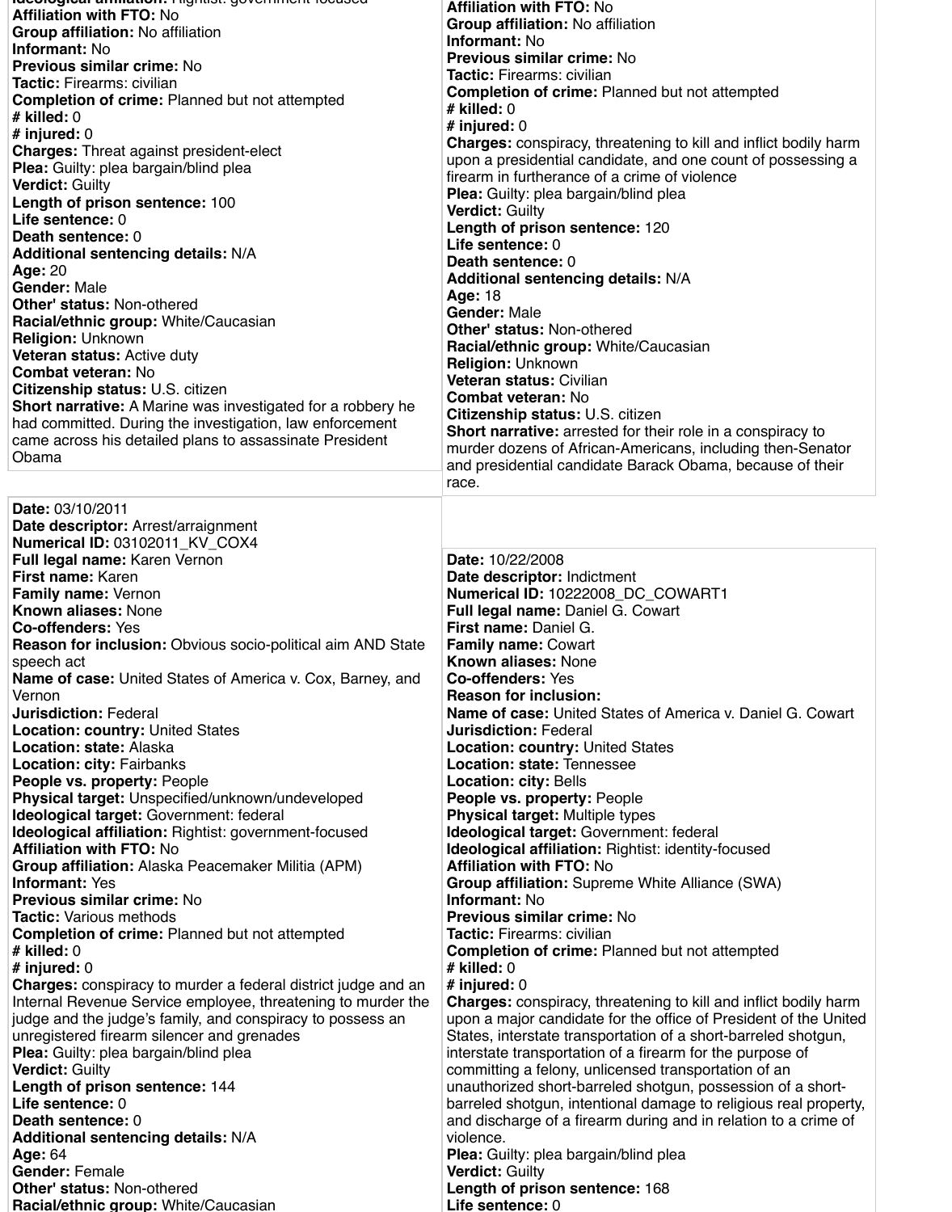**Ideological affiliation:** Rightist: government-focused
**Affiliation with FTO:** No
**Group affiliation:** No affiliation
**Informant:** No
**Previous similar crime:** No
**Tactic:** Firearms: civilian
**Completion of crime:** Planned but not attempted
**# killed:** 0
**# injured:** 0
**Charges:** Threat against president-elect
**Plea:** Guilty: plea bargain/blind plea
**Verdict:** Guilty
**Length of prison sentence:** 100
**Life sentence:** 0
**Death sentence:** 0
**Additional sentencing details:** N/A
**Age:** 20
**Gender:** Male
**Other' status:** Non-othered
**Racial/ethnic group:** White/Caucasian
**Religion:** Unknown
**Veteran status:** Active duty
**Combat veteran:** No
**Citizenship status:** U.S. citizen
**Short narrative:** A Marine was investigated for a robbery he had committed. During the investigation, law enforcement came across his detailed plans to assassinate President Obama

**Date:** 03/10/2011
**Date descriptor:** Arrest/arraignment
**Numerical ID:** 03102011_KV_COX4
**Full legal name:** Karen Vernon
**First name:** Karen
**Family name:** Vernon
**Known aliases:** None
**Co-offenders:** Yes
**Reason for inclusion:** Obvious socio-political aim AND State speech act
**Name of case:** United States of America v. Cox, Barney, and Vernon
**Jurisdiction:** Federal
**Location: country:** United States
**Location: state:** Alaska
**Location: city:** Fairbanks
**People vs. property:** People
**Physical target:** Unspecified/unknown/undeveloped
**Ideological target:** Government: federal
**Ideological affiliation:** Rightist: government-focused
**Affiliation with FTO:** No
**Group affiliation:** Alaska Peacemaker Militia (APM)
**Informant:** Yes
**Previous similar crime:** No
**Tactic:** Various methods
**Completion of crime:** Planned but not attempted
**# killed:** 0
**# injured:** 0
**Charges:** conspiracy to murder a federal district judge and an Internal Revenue Service employee, threatening to murder the judge and the judge's family, and conspiracy to possess an unregistered firearm silencer and grenades
**Plea:** Guilty: plea bargain/blind plea
**Verdict:** Guilty
**Length of prison sentence:** 144
**Life sentence:** 0
**Death sentence:** 0
**Additional sentencing details:** N/A
**Age:** 64
**Gender:** Female
**Other' status:** Non-othered
**Racial/ethnic group:** White/Caucasian

**Affiliation with FTO:** No
**Group affiliation:** No affiliation
**Informant:** No
**Previous similar crime:** No
**Tactic:** Firearms: civilian
**Completion of crime:** Planned but not attempted
**# killed:** 0
**# injured:** 0
**Charges:** conspiracy, threatening to kill and inflict bodily harm upon a presidential candidate, and one count of possessing a firearm in furtherance of a crime of violence
**Plea:** Guilty: plea bargain/blind plea
**Verdict:** Guilty
**Length of prison sentence:** 120
**Life sentence:** 0
**Death sentence:** 0
**Additional sentencing details:** N/A
**Age:** 18
**Gender:** Male
**Other' status:** Non-othered
**Racial/ethnic group:** White/Caucasian
**Religion:** Unknown
**Veteran status:** Civilian
**Combat veteran:** No
**Citizenship status:** U.S. citizen
**Short narrative:** arrested for their role in a conspiracy to murder dozens of African-Americans, including then-Senator and presidential candidate Barack Obama, because of their race.

**Date:** 10/22/2008
**Date descriptor:** Indictment
**Numerical ID:** 10222008_DC_COWART1
**Full legal name:** Daniel G. Cowart
**First name:** Daniel G.
**Family name:** Cowart
**Known aliases:** None
**Co-offenders:** Yes
**Reason for inclusion:**
**Name of case:** United States of America v. Daniel G. Cowart
**Jurisdiction:** Federal
**Location: country:** United States
**Location: state:** Tennessee
**Location: city:** Bells
**People vs. property:** People
**Physical target:** Multiple types
**Ideological target:** Government: federal
**Ideological affiliation:** Rightist: identity-focused
**Affiliation with FTO:** No
**Group affiliation:** Supreme White Alliance (SWA)
**Informant:** No
**Previous similar crime:** No
**Tactic:** Firearms: civilian
**Completion of crime:** Planned but not attempted
**# killed:** 0
**# injured:** 0
**Charges:** conspiracy, threatening to kill and inflict bodily harm upon a major candidate for the office of President of the United States, interstate transportation of a short-barreled shotgun, interstate transportation of a firearm for the purpose of committing a felony, unlicensed transportation of an unauthorized short-barreled shotgun, possession of a short-barreled shotgun, intentional damage to religious real property, and discharge of a firearm during and in relation to a crime of violence.
**Plea:** Guilty: plea bargain/blind plea
**Verdict:** Guilty
**Length of prison sentence:** 168
**Life sentence:** 0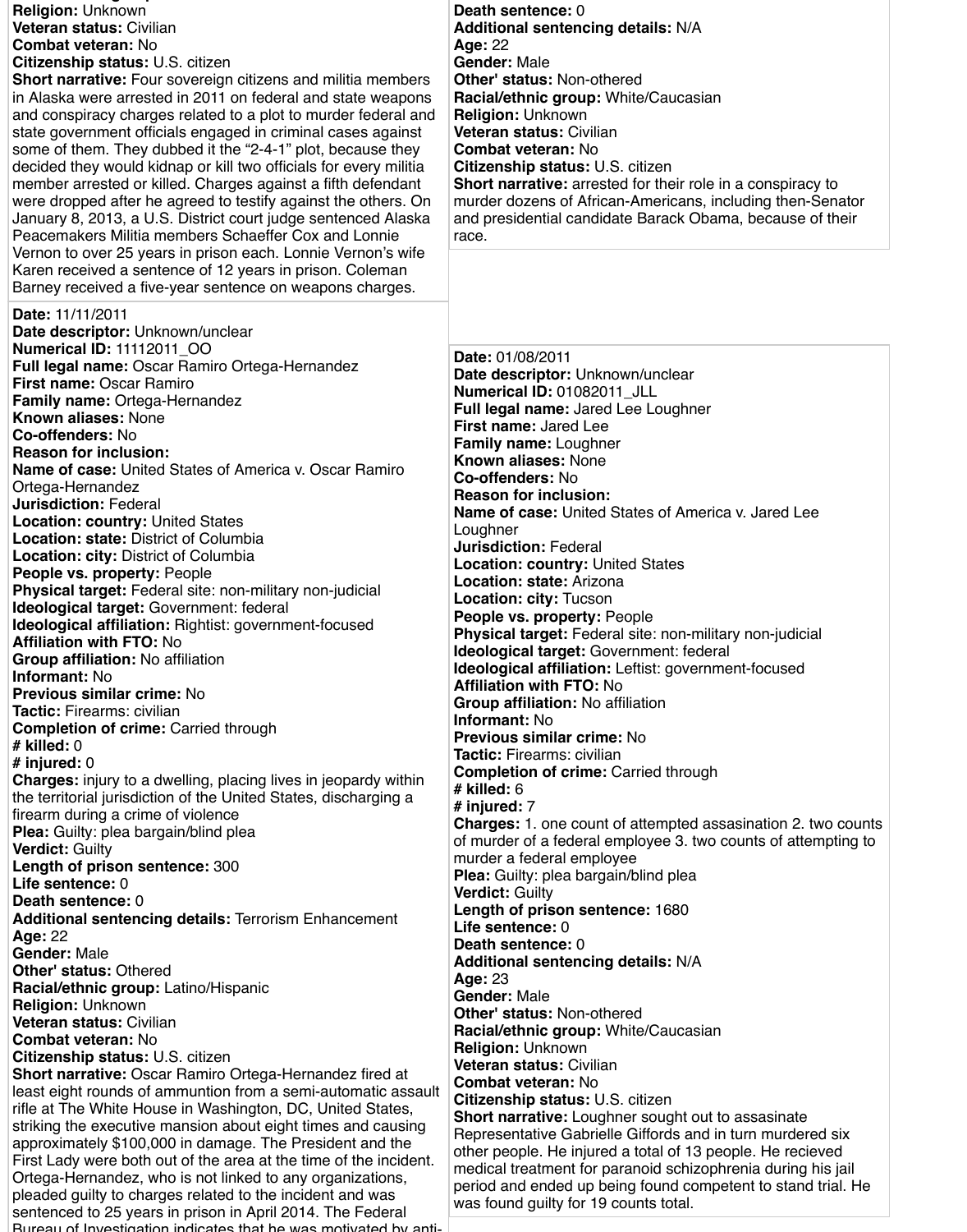**Religion:** Unknown
**Veteran status:** Civilian
**Combat veteran:** No
**Citizenship status:** U.S. citizen
**Short narrative:** Four sovereign citizens and militia members in Alaska were arrested in 2011 on federal and state weapons and conspiracy charges related to a plot to murder federal and state government officials engaged in criminal cases against some of them. They dubbed it the "2-4-1" plot, because they decided they would kidnap or kill two officials for every militia member arrested or killed. Charges against a fifth defendant were dropped after he agreed to testify against the others. On January 8, 2013, a U.S. District court judge sentenced Alaska Peacemakers Militia members Schaeffer Cox and Lonnie Vernon to over 25 years in prison each. Lonnie Vernon's wife Karen received a sentence of 12 years in prison. Coleman Barney received a five-year sentence on weapons charges.

**Death sentence:** 0
**Additional sentencing details:** N/A
**Age:** 22
**Gender:** Male
**Other' status:** Non-othered
**Racial/ethnic group:** White/Caucasian
**Religion:** Unknown
**Veteran status:** Civilian
**Combat veteran:** No
**Citizenship status:** U.S. citizen
**Short narrative:** arrested for their role in a conspiracy to murder dozens of African-Americans, including then-Senator and presidential candidate Barack Obama, because of their race.

**Date:** 11/11/2011
**Date descriptor:** Unknown/unclear
**Numerical ID:** 11112011_OO
**Full legal name:** Oscar Ramiro Ortega-Hernandez
**First name:** Oscar Ramiro
**Family name:** Ortega-Hernandez
**Known aliases:** None
**Co-offenders:** No
**Reason for inclusion:**
**Name of case:** United States of America v. Oscar Ramiro Ortega-Hernandez
**Jurisdiction:** Federal
**Location: country:** United States
**Location: state:** District of Columbia
**Location: city:** District of Columbia
**People vs. property:** People
**Physical target:** Federal site: non-military non-judicial
**Ideological target:** Government: federal
**Ideological affiliation:** Rightist: government-focused
**Affiliation with FTO:** No
**Group affiliation:** No affiliation
**Informant:** No
**Previous similar crime:** No
**Tactic:** Firearms: civilian
**Completion of crime:** Carried through
**# killed:** 0
**# injured:** 0
**Charges:** injury to a dwelling, placing lives in jeopardy within the territorial jurisdiction of the United States, discharging a firearm during a crime of violence
**Plea:** Guilty: plea bargain/blind plea
**Verdict:** Guilty
**Length of prison sentence:** 300
**Life sentence:** 0
**Death sentence:** 0
**Additional sentencing details:** Terrorism Enhancement
**Age:** 22
**Gender:** Male
**Other' status:** Othered
**Racial/ethnic group:** Latino/Hispanic
**Religion:** Unknown
**Veteran status:** Civilian
**Combat veteran:** No
**Citizenship status:** U.S. citizen
**Short narrative:** Oscar Ramiro Ortega-Hernandez fired at least eight rounds of ammuntion from a semi-automatic assault rifle at The White House in Washington, DC, United States, striking the executive mansion about eight times and causing approximately $100,000 in damage. The President and the First Lady were both out of the area at the time of the incident. Ortega-Hernandez, who is not linked to any organizations, pleaded guilty to charges related to the incident and was sentenced to 25 years in prison in April 2014. The Federal Bureau of Investigation indicates that he was motivated by anti-

**Date:** 01/08/2011
**Date descriptor:** Unknown/unclear
**Numerical ID:** 01082011_JLL
**Full legal name:** Jared Lee Loughner
**First name:** Jared Lee
**Family name:** Loughner
**Known aliases:** None
**Co-offenders:** No
**Reason for inclusion:**
**Name of case:** United States of America v. Jared Lee Loughner
**Jurisdiction:** Federal
**Location: country:** United States
**Location: state:** Arizona
**Location: city:** Tucson
**People vs. property:** People
**Physical target:** Federal site: non-military non-judicial
**Ideological target:** Government: federal
**Ideological affiliation:** Leftist: government-focused
**Affiliation with FTO:** No
**Group affiliation:** No affiliation
**Informant:** No
**Previous similar crime:** No
**Tactic:** Firearms: civilian
**Completion of crime:** Carried through
**# killed:** 6
**# injured:** 7
**Charges:** 1. one count of attempted assasination 2. two counts of murder of a federal employee 3. two counts of attempting to murder a federal employee
**Plea:** Guilty: plea bargain/blind plea
**Verdict:** Guilty
**Length of prison sentence:** 1680
**Life sentence:** 0
**Death sentence:** 0
**Additional sentencing details:** N/A
**Age:** 23
**Gender:** Male
**Other' status:** Non-othered
**Racial/ethnic group:** White/Caucasian
**Religion:** Unknown
**Veteran status:** Civilian
**Combat veteran:** No
**Citizenship status:** U.S. citizen
**Short narrative:** Loughner sought out to assasinate Representative Gabrielle Giffords and in turn murdered six other people. He injured a total of 13 people. He recieved medical treatment for paranoid schizophrenia during his jail period and ended up being found competent to stand trial. He was found guilty for 19 counts total.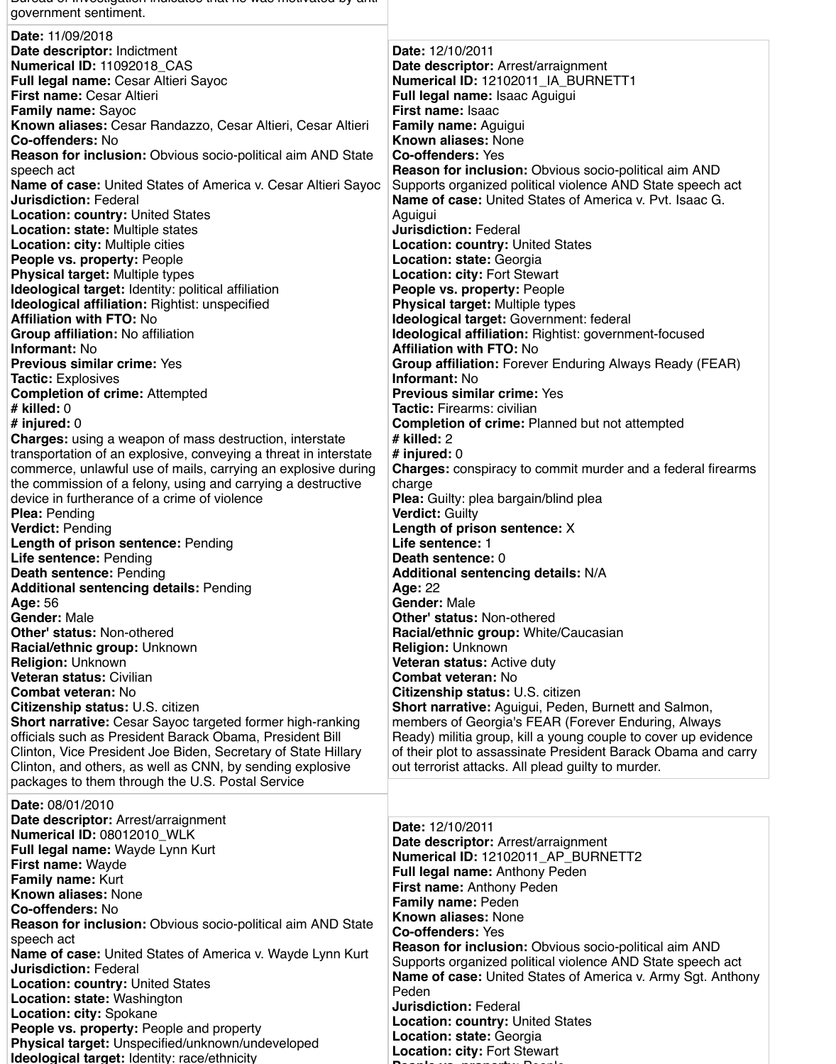Bureau of Investigation indicates that he was motivated by anti-government sentiment.

**Date:** 11/09/2018
**Date descriptor:** Indictment
**Numerical ID:** 11092018_CAS
**Full legal name:** Cesar Altieri Sayoc
**First name:** Cesar Altieri
**Family name:** Sayoc
**Known aliases:** Cesar Randazzo, Cesar Altieri, Cesar Altieri
**Co-offenders:** No
**Reason for inclusion:** Obvious socio-political aim AND State speech act
**Name of case:** United States of America v. Cesar Altieri Sayoc
**Jurisdiction:** Federal
**Location: country:** United States
**Location: state:** Multiple states
**Location: city:** Multiple cities
**People vs. property:** People
**Physical target:** Multiple types
**Ideological target:** Identity: political affiliation
**Ideological affiliation:** Rightist: unspecified
**Affiliation with FTO:** No
**Group affiliation:** No affiliation
**Informant:** No
**Previous similar crime:** Yes
**Tactic:** Explosives
**Completion of crime:** Attempted
**# killed:** 0
**# injured:** 0
**Charges:** using a weapon of mass destruction, interstate transportation of an explosive, conveying a threat in interstate commerce, unlawful use of mails, carrying an explosive during the commission of a felony, using and carrying a destructive device in furtherance of a crime of violence
**Plea:** Pending
**Verdict:** Pending
**Length of prison sentence:** Pending
**Life sentence:** Pending
**Death sentence:** Pending
**Additional sentencing details:** Pending
**Age:** 56
**Gender:** Male
**Other' status:** Non-othered
**Racial/ethnic group:** Unknown
**Religion:** Unknown
**Veteran status:** Civilian
**Combat veteran:** No
**Citizenship status:** U.S. citizen
**Short narrative:** Cesar Sayoc targeted former high-ranking officials such as President Barack Obama, President Bill Clinton, Vice President Joe Biden, Secretary of State Hillary Clinton, and others, as well as CNN, by sending explosive packages to them through the U.S. Postal Service

**Date:** 08/01/2010
**Date descriptor:** Arrest/arraignment
**Numerical ID:** 08012010_WLK
**Full legal name:** Wayde Lynn Kurt
**First name:** Wayde
**Family name:** Kurt
**Known aliases:** None
**Co-offenders:** No
**Reason for inclusion:** Obvious socio-political aim AND State speech act
**Name of case:** United States of America v. Wayde Lynn Kurt
**Jurisdiction:** Federal
**Location: country:** United States
**Location: state:** Washington
**Location: city:** Spokane
**People vs. property:** People and property
**Physical target:** Unspecified/unknown/undeveloped
**Ideological target:** Identity: race/ethnicity

**Date:** 12/10/2011
**Date descriptor:** Arrest/arraignment
**Numerical ID:** 12102011_IA_BURNETT1
**Full legal name:** Isaac Aguigui
**First name:** Isaac
**Family name:** Aguigui
**Known aliases:** None
**Co-offenders:** Yes
**Reason for inclusion:** Obvious socio-political aim AND Supports organized political violence AND State speech act
**Name of case:** United States of America v. Pvt. Isaac G. Aguigui
**Jurisdiction:** Federal
**Location: country:** United States
**Location: state:** Georgia
**Location: city:** Fort Stewart
**People vs. property:** People
**Physical target:** Multiple types
**Ideological target:** Government: federal
**Ideological affiliation:** Rightist: government-focused
**Affiliation with FTO:** No
**Group affiliation:** Forever Enduring Always Ready (FEAR)
**Informant:** No
**Previous similar crime:** Yes
**Tactic:** Firearms: civilian
**Completion of crime:** Planned but not attempted
**# killed:** 2
**# injured:** 0
**Charges:** conspiracy to commit murder and a federal firearms charge
**Plea:** Guilty: plea bargain/blind plea
**Verdict:** Guilty
**Length of prison sentence:** X
**Life sentence:** 1
**Death sentence:** 0
**Additional sentencing details:** N/A
**Age:** 22
**Gender:** Male
**Other' status:** Non-othered
**Racial/ethnic group:** White/Caucasian
**Religion:** Unknown
**Veteran status:** Active duty
**Combat veteran:** No
**Citizenship status:** U.S. citizen
**Short narrative:** Aguigui, Peden, Burnett and Salmon, members of Georgia's FEAR (Forever Enduring, Always Ready) militia group, kill a young couple to cover up evidence of their plot to assassinate President Barack Obama and carry out terrorist attacks. All plead guilty to murder.

**Date:** 12/10/2011
**Date descriptor:** Arrest/arraignment
**Numerical ID:** 12102011_AP_BURNETT2
**Full legal name:** Anthony Peden
**First name:** Anthony Peden
**Family name:** Peden
**Known aliases:** None
**Co-offenders:** Yes
**Reason for inclusion:** Obvious socio-political aim AND Supports organized political violence AND State speech act
**Name of case:** United States of America v. Army Sgt. Anthony Peden
**Jurisdiction:** Federal
**Location: country:** United States
**Location: state:** Georgia
**Location: city:** Fort Stewart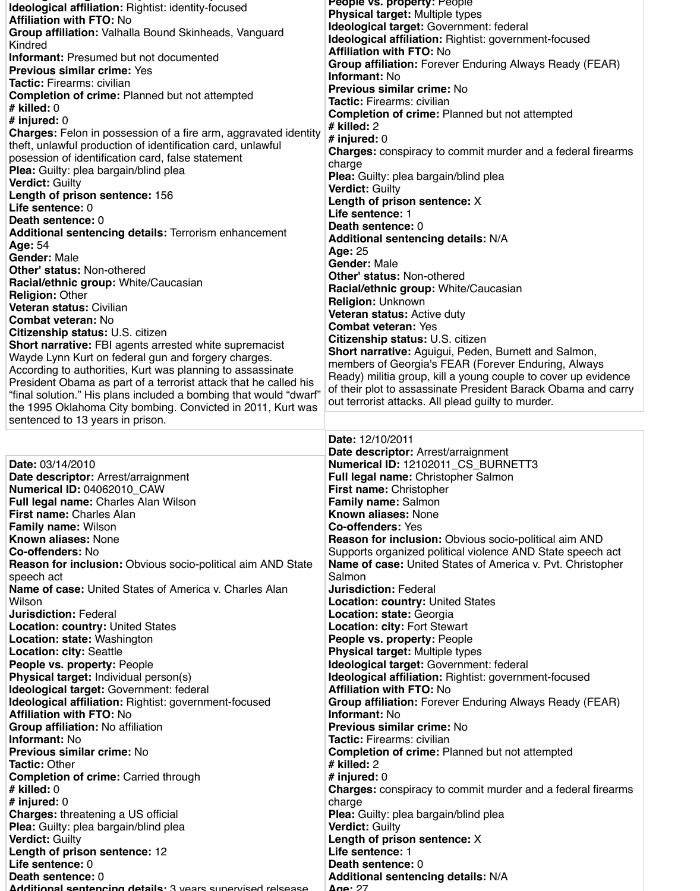**Ideological affiliation:** Rightist: identity-focused
**Affiliation with FTO:** No
**Group affiliation:** Valhalla Bound Skinheads, Vanguard Kindred
**Informant:** Presumed but not documented
**Previous similar crime:** Yes
**Tactic:** Firearms: civilian
**Completion of crime:** Planned but not attempted
**# killed:** 0
**# injured:** 0
**Charges:** Felon in possession of a fire arm, aggravated identity theft, unlawful production of identification card, unlawful posession of identification card, false statement
**Plea:** Guilty: plea bargain/blind plea
**Verdict:** Guilty
**Length of prison sentence:** 156
**Life sentence:** 0
**Death sentence:** 0
**Additional sentencing details:** Terrorism enhancement
**Age:** 54
**Gender:** Male
**Other' status:** Non-othered
**Racial/ethnic group:** White/Caucasian
**Religion:** Other
**Veteran status:** Civilian
**Combat veteran:** No
**Citizenship status:** U.S. citizen
**Short narrative:** FBI agents arrested white supremacist Wayde Lynn Kurt on federal gun and forgery charges. According to authorities, Kurt was planning to assassinate President Obama as part of a terrorist attack that he called his “final solution.” His plans included a bombing that would “dwarf” the 1995 Oklahoma City bombing. Convicted in 2011, Kurt was sentenced to 13 years in prison.

**Date:** 03/14/2010
**Date descriptor:** Arrest/arraignment
**Numerical ID:** 04062010_CAW
**Full legal name:** Charles Alan Wilson
**First name:** Charles Alan
**Family name:** Wilson
**Known aliases:** None
**Co-offenders:** No
**Reason for inclusion:** Obvious socio-political aim AND State speech act
**Name of case:** United States of America v. Charles Alan Wilson
**Jurisdiction:** Federal
**Location: country:** United States
**Location: state:** Washington
**Location: city:** Seattle
**People vs. property:** People
**Physical target:** Individual person(s)
**Ideological target:** Government: federal
**Ideological affiliation:** Rightist: government-focused
**Affiliation with FTO:** No
**Group affiliation:** No affiliation
**Informant:** No
**Previous similar crime:** No
**Tactic:** Other
**Completion of crime:** Carried through
**# killed:** 0
**# injured:** 0
**Charges:** threatening a US official
**Plea:** Guilty: plea bargain/blind plea
**Verdict:** Guilty
**Length of prison sentence:** 12
**Life sentence:** 0
**Death sentence:** 0
**Additional sentencing details:** 3 years supervised relsease

**People vs. property:** People
**Physical target:** Multiple types
**Ideological target:** Government: federal
**Ideological affiliation:** Rightist: government-focused
**Affiliation with FTO:** No
**Group affiliation:** Forever Enduring Always Ready (FEAR)
**Informant:** No
**Previous similar crime:** No
**Tactic:** Firearms: civilian
**Completion of crime:** Planned but not attempted
**# killed:** 2
**# injured:** 0
**Charges:** conspiracy to commit murder and a federal firearms charge
**Plea:** Guilty: plea bargain/blind plea
**Verdict:** Guilty
**Length of prison sentence:** X
**Life sentence:** 1
**Death sentence:** 0
**Additional sentencing details:** N/A
**Age:** 25
**Gender:** Male
**Other' status:** Non-othered
**Racial/ethnic group:** White/Caucasian
**Religion:** Unknown
**Veteran status:** Active duty
**Combat veteran:** Yes
**Citizenship status:** U.S. citizen
**Short narrative:** Aguigui, Peden, Burnett and Salmon, members of Georgia's FEAR (Forever Enduring, Always Ready) militia group, kill a young couple to cover up evidence of their plot to assassinate President Barack Obama and carry out terrorist attacks. All plead guilty to murder.

**Date:** 12/10/2011
**Date descriptor:** Arrest/arraignment
**Numerical ID:** 12102011_CS_BURNETT3
**Full legal name:** Christopher Salmon
**First name:** Christopher
**Family name:** Salmon
**Known aliases:** None
**Co-offenders:** Yes
**Reason for inclusion:** Obvious socio-political aim AND Supports organized political violence AND State speech act
**Name of case:** United States of America v. Pvt. Christopher Salmon
**Jurisdiction:** Federal
**Location: country:** United States
**Location: state:** Georgia
**Location: city:** Fort Stewart
**People vs. property:** People
**Physical target:** Multiple types
**Ideological target:** Government: federal
**Ideological affiliation:** Rightist: government-focused
**Affiliation with FTO:** No
**Group affiliation:** Forever Enduring Always Ready (FEAR)
**Informant:** No
**Previous similar crime:** No
**Tactic:** Firearms: civilian
**Completion of crime:** Planned but not attempted
**# killed:** 2
**# injured:** 0
**Charges:** conspiracy to commit murder and a federal firearms charge
**Plea:** Guilty: plea bargain/blind plea
**Verdict:** Guilty
**Length of prison sentence:** X
**Life sentence:** 1
**Death sentence:** 0
**Additional sentencing details:** N/A
**Age:** 27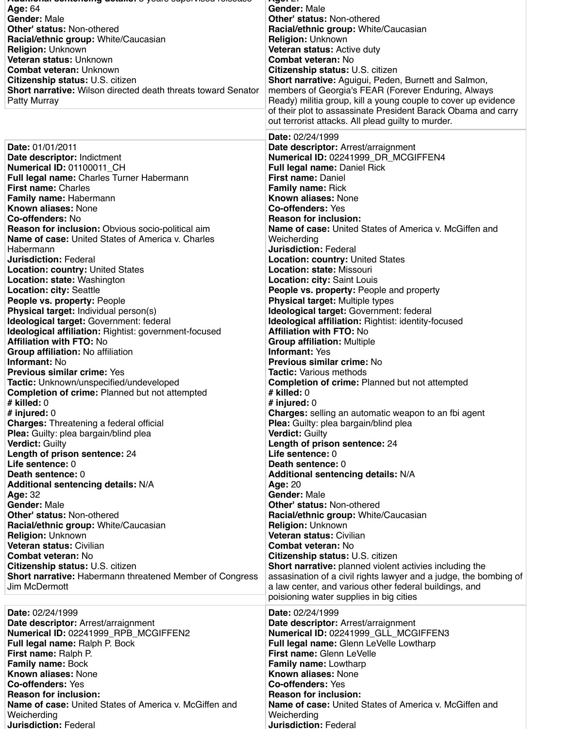**Additional sentencing details:** 3 years supervised release
**Age:** 64
**Gender:** Male
**Other' status:** Non-othered
**Racial/ethnic group:** White/Caucasian
**Religion:** Unknown
**Veteran status:** Unknown
**Combat veteran:** Unknown
**Citizenship status:** U.S. citizen
**Short narrative:** Wilson directed death threats toward Senator Patty Murray

**Age:** 27
**Gender:** Male
**Other' status:** Non-othered
**Racial/ethnic group:** White/Caucasian
**Religion:** Unknown
**Veteran status:** Active duty
**Combat veteran:** No
**Citizenship status:** U.S. citizen
**Short narrative:** Aguigui, Peden, Burnett and Salmon, members of Georgia's FEAR (Forever Enduring, Always Ready) militia group, kill a young couple to cover up evidence of their plot to assassinate President Barack Obama and carry out terrorist attacks. All plead guilty to murder.

**Date:** 01/01/2011
**Date descriptor:** Indictment
**Numerical ID:** 01100011_CH
**Full legal name:** Charles Turner Habermann
**First name:** Charles
**Family name:** Habermann
**Known aliases:** None
**Co-offenders:** No
**Reason for inclusion:** Obvious socio-political aim
**Name of case:** United States of America v. Charles Habermann
**Jurisdiction:** Federal
**Location: country:** United States
**Location: state:** Washington
**Location: city:** Seattle
**People vs. property:** People
**Physical target:** Individual person(s)
**Ideological target:** Government: federal
**Ideological affiliation:** Rightist: government-focused
**Affiliation with FTO:** No
**Group affiliation:** No affiliation
**Informant:** No
**Previous similar crime:** Yes
**Tactic:** Unknown/unspecified/undeveloped
**Completion of crime:** Planned but not attempted
**# killed:** 0
**# injured:** 0
**Charges:** Threatening a federal official
**Plea:** Guilty: plea bargain/blind plea
**Verdict:** Guilty
**Length of prison sentence:** 24
**Life sentence:** 0
**Death sentence:** 0
**Additional sentencing details:** N/A
**Age:** 32
**Gender:** Male
**Other' status:** Non-othered
**Racial/ethnic group:** White/Caucasian
**Religion:** Unknown
**Veteran status:** Civilian
**Combat veteran:** No
**Citizenship status:** U.S. citizen
**Short narrative:** Habermann threatened Member of Congress Jim McDermott

**Date:** 02/24/1999
**Date descriptor:** Arrest/arraignment
**Numerical ID:** 02241999_DR_MCGIFFEN4
**Full legal name:** Daniel Rick
**First name:** Daniel
**Family name:** Rick
**Known aliases:** None
**Co-offenders:** Yes
**Reason for inclusion:**
**Name of case:** United States of America v. McGiffen and Weicherding
**Jurisdiction:** Federal
**Location: country:** United States
**Location: state:** Missouri
**Location: city:** Saint Louis
**People vs. property:** People and property
**Physical target:** Multiple types
**Ideological target:** Government: federal
**Ideological affiliation:** Rightist: identity-focused
**Affiliation with FTO:** No
**Group affiliation:** Multiple
**Informant:** Yes
**Previous similar crime:** No
**Tactic:** Various methods
**Completion of crime:** Planned but not attempted
**# killed:** 0
**# injured:** 0
**Charges:** selling an automatic weapon to an fbi agent
**Plea:** Guilty: plea bargain/blind plea
**Verdict:** Guilty
**Length of prison sentence:** 24
**Life sentence:** 0
**Death sentence:** 0
**Additional sentencing details:** N/A
**Age:** 20
**Gender:** Male
**Other' status:** Non-othered
**Racial/ethnic group:** White/Caucasian
**Religion:** Unknown
**Veteran status:** Civilian
**Combat veteran:** No
**Citizenship status:** U.S. citizen
**Short narrative:** planned violent activies including the assasination of a civil rights lawyer and a judge, the bombing of a law center, and various other federal buildings, and poisoning water supplies in big cities

**Date:** 02/24/1999
**Date descriptor:** Arrest/arraignment
**Numerical ID:** 02241999_RPB_MCGIFFEN2
**Full legal name:** Ralph P. Bock
**First name:** Ralph P.
**Family name:** Bock
**Known aliases:** None
**Co-offenders:** Yes
**Reason for inclusion:**
**Name of case:** United States of America v. McGiffen and Weicherding
**Jurisdiction:** Federal

**Date:** 02/24/1999
**Date descriptor:** Arrest/arraignment
**Numerical ID:** 02241999_GLL_MCGIFFEN3
**Full legal name:** Glenn LeVelle Lowtharp
**First name:** Glenn LeVelle
**Family name:** Lowtharp
**Known aliases:** None
**Co-offenders:** Yes
**Reason for inclusion:**
**Name of case:** United States of America v. McGiffen and Weicherding
**Jurisdiction:** Federal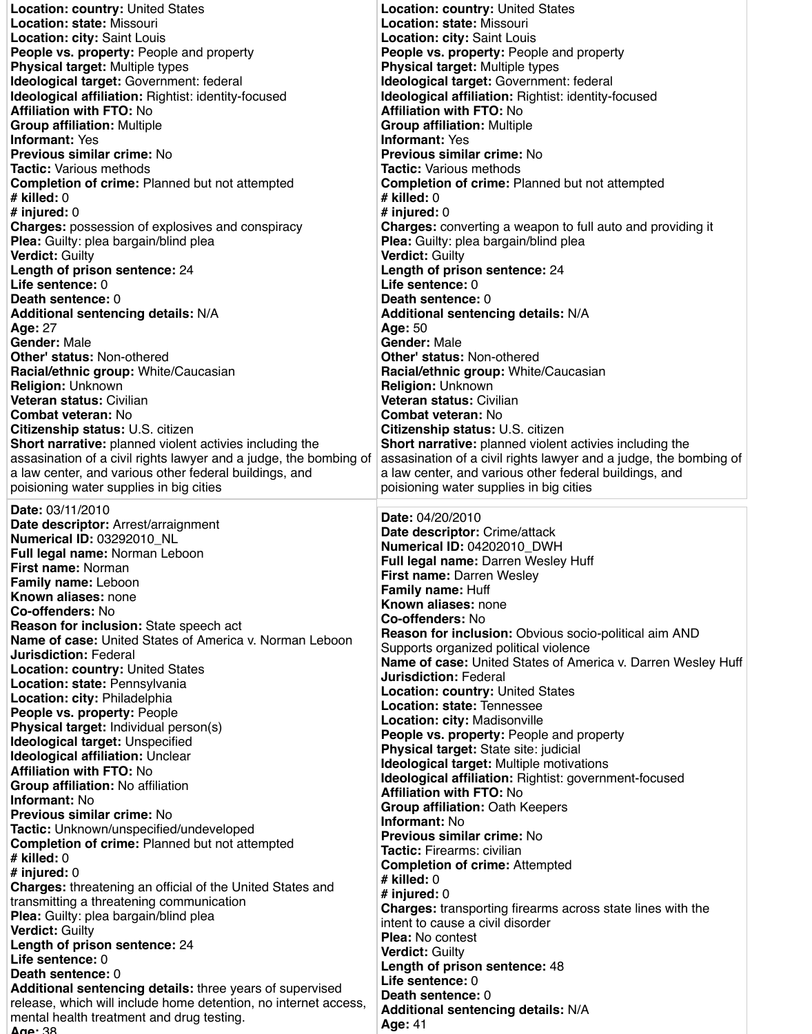**Location: country:** United States
**Location: state:** Missouri
**Location: city:** Saint Louis
**People vs. property:** People and property
**Physical target:** Multiple types
**Ideological target:** Government: federal
**Ideological affiliation:** Rightist: identity-focused
**Affiliation with FTO:** No
**Group affiliation:** Multiple
**Informant:** Yes
**Previous similar crime:** No
**Tactic:** Various methods
**Completion of crime:** Planned but not attempted
**# killed:** 0
**# injured:** 0
**Charges:** possession of explosives and conspiracy
**Plea:** Guilty: plea bargain/blind plea
**Verdict:** Guilty
**Length of prison sentence:** 24
**Life sentence:** 0
**Death sentence:** 0
**Additional sentencing details:** N/A
**Age:** 27
**Gender:** Male
**Other' status:** Non-othered
**Racial/ethnic group:** White/Caucasian
**Religion:** Unknown
**Veteran status:** Civilian
**Combat veteran:** No
**Citizenship status:** U.S. citizen
**Short narrative:** planned violent activies including the assasination of a civil rights lawyer and a judge, the bombing of a law center, and various other federal buildings, and poisioning water supplies in big cities

**Location: country:** United States
**Location: state:** Missouri
**Location: city:** Saint Louis
**People vs. property:** People and property
**Physical target:** Multiple types
**Ideological target:** Government: federal
**Ideological affiliation:** Rightist: identity-focused
**Affiliation with FTO:** No
**Group affiliation:** Multiple
**Informant:** Yes
**Previous similar crime:** No
**Tactic:** Various methods
**Completion of crime:** Planned but not attempted
**# killed:** 0
**# injured:** 0
**Charges:** converting a weapon to full auto and providing it
**Plea:** Guilty: plea bargain/blind plea
**Verdict:** Guilty
**Length of prison sentence:** 24
**Life sentence:** 0
**Death sentence:** 0
**Additional sentencing details:** N/A
**Age:** 50
**Gender:** Male
**Other' status:** Non-othered
**Racial/ethnic group:** White/Caucasian
**Religion:** Unknown
**Veteran status:** Civilian
**Combat veteran:** No
**Citizenship status:** U.S. citizen
**Short narrative:** planned violent activies including the assasination of a civil rights lawyer and a judge, the bombing of a law center, and various other federal buildings, and poisioning water supplies in big cities

**Date:** 03/11/2010
**Date descriptor:** Arrest/arraignment
**Numerical ID:** 03292010_NL
**Full legal name:** Norman Leboon
**First name:** Norman
**Family name:** Leboon
**Known aliases:** none
**Co-offenders:** No
**Reason for inclusion:** State speech act
**Name of case:** United States of America v. Norman Leboon
**Jurisdiction:** Federal
**Location: country:** United States
**Location: state:** Pennsylvania
**Location: city:** Philadelphia
**People vs. property:** People
**Physical target:** Individual person(s)
**Ideological target:** Unspecified
**Ideological affiliation:** Unclear
**Affiliation with FTO:** No
**Group affiliation:** No affiliation
**Informant:** No
**Previous similar crime:** No
**Tactic:** Unknown/unspecified/undeveloped
**Completion of crime:** Planned but not attempted
**# killed:** 0
**# injured:** 0
**Charges:** threatening an official of the United States and transmitting a threatening communication
**Plea:** Guilty: plea bargain/blind plea
**Verdict:** Guilty
**Length of prison sentence:** 24
**Life sentence:** 0
**Death sentence:** 0
**Additional sentencing details:** three years of supervised release, which will include home detention, no internet access, mental health treatment and drug testing.
**Age:** 38

**Date:** 04/20/2010
**Date descriptor:** Crime/attack
**Numerical ID:** 04202010_DWH
**Full legal name:** Darren Wesley Huff
**First name:** Darren Wesley
**Family name:** Huff
**Known aliases:** none
**Co-offenders:** No
**Reason for inclusion:** Obvious socio-political aim AND Supports organized political violence
**Name of case:** United States of America v. Darren Wesley Huff
**Jurisdiction:** Federal
**Location: country:** United States
**Location: state:** Tennessee
**Location: city:** Madisonville
**People vs. property:** People and property
**Physical target:** State site: judicial
**Ideological target:** Multiple motivations
**Ideological affiliation:** Rightist: government-focused
**Affiliation with FTO:** No
**Group affiliation:** Oath Keepers
**Informant:** No
**Previous similar crime:** No
**Tactic:** Firearms: civilian
**Completion of crime:** Attempted
**# killed:** 0
**# injured:** 0
**Charges:** transporting firearms across state lines with the intent to cause a civil disorder
**Plea:** No contest
**Verdict:** Guilty
**Length of prison sentence:** 48
**Life sentence:** 0
**Death sentence:** 0
**Additional sentencing details:** N/A
**Age:** 41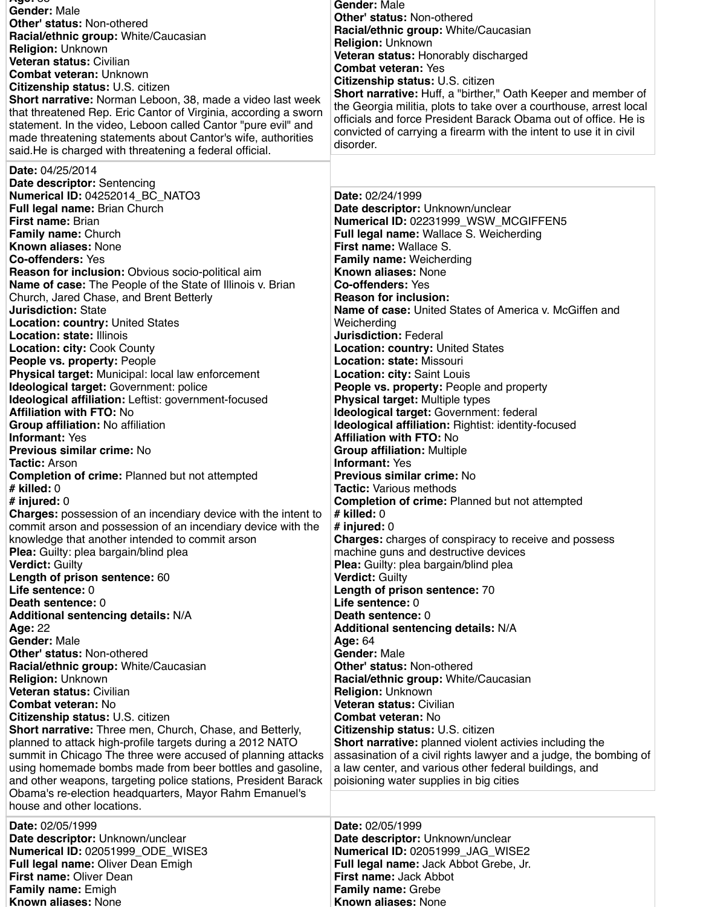**Age:** 38
**Gender:** Male
**Other' status:** Non-othered
**Racial/ethnic group:** White/Caucasian
**Religion:** Unknown
**Veteran status:** Civilian
**Combat veteran:** Unknown
**Citizenship status:** U.S. citizen
**Short narrative:** Norman Leboon, 38, made a video last week that threatened Rep. Eric Cantor of Virginia, according a sworn statement. In the video, Leboon called Cantor "pure evil" and made threatening statements about Cantor's wife, authorities said.He is charged with threatening a federal official.

**Gender:** Male
**Other' status:** Non-othered
**Racial/ethnic group:** White/Caucasian
**Religion:** Unknown
**Veteran status:** Honorably discharged
**Combat veteran:** Yes
**Citizenship status:** U.S. citizen
**Short narrative:** Huff, a "birther," Oath Keeper and member of the Georgia militia, plots to take over a courthouse, arrest local officials and force President Barack Obama out of office. He is convicted of carrying a firearm with the intent to use it in civil disorder.

---

**Date:** 04/25/2014
**Date descriptor:** Sentencing
**Numerical ID:** 04252014_BC_NATO3
**Full legal name:** Brian Church
**First name:** Brian
**Family name:** Church
**Known aliases:** None
**Co-offenders:** Yes
**Reason for inclusion:** Obvious socio-political aim
**Name of case:** The People of the State of Illinois v. Brian Church, Jared Chase, and Brent Betterly
**Jurisdiction:** State
**Location: country:** United States
**Location: state:** Illinois
**Location: city:** Cook County
**People vs. property:** People
**Physical target:** Municipal: local law enforcement
**Ideological target:** Government: police
**Ideological affiliation:** Leftist: government-focused
**Affiliation with FTO:** No
**Group affiliation:** No affiliation
**Informant:** Yes
**Previous similar crime:** No
**Tactic:** Arson
**Completion of crime:** Planned but not attempted
**# killed:** 0
**# injured:** 0
**Charges:** possession of an incendiary device with the intent to commit arson and possession of an incendiary device with the knowledge that another intended to commit arson
**Plea:** Guilty: plea bargain/blind plea
**Verdict:** Guilty
**Length of prison sentence:** 60
**Life sentence:** 0
**Death sentence:** 0
**Additional sentencing details:** N/A
**Age:** 22
**Gender:** Male
**Other' status:** Non-othered
**Racial/ethnic group:** White/Caucasian
**Religion:** Unknown
**Veteran status:** Civilian
**Combat veteran:** No
**Citizenship status:** U.S. citizen
**Short narrative:** Three men, Church, Chase, and Betterly, planned to attack high-profile targets during a 2012 NATO summit in Chicago The three were accused of planning attacks using homemade bombs made from beer bottles and gasoline, and other weapons, targeting police stations, President Barack Obama's re-election headquarters, Mayor Rahm Emanuel's house and other locations.

---

**Date:** 02/24/1999
**Date descriptor:** Unknown/unclear
**Numerical ID:** 02231999_WSW_MCGIFFEN5
**Full legal name:** Wallace S. Weicherding
**First name:** Wallace S.
**Family name:** Weicherding
**Known aliases:** None
**Co-offenders:** Yes
**Reason for inclusion:**
**Name of case:** United States of America v. McGiffen and Weicherding
**Jurisdiction:** Federal
**Location: country:** United States
**Location: state:** Missouri
**Location: city:** Saint Louis
**People vs. property:** People and property
**Physical target:** Multiple types
**Ideological target:** Government: federal
**Ideological affiliation:** Rightist: identity-focused
**Affiliation with FTO:** No
**Group affiliation:** Multiple
**Informant:** Yes
**Previous similar crime:** No
**Tactic:** Various methods
**Completion of crime:** Planned but not attempted
**# killed:** 0
**# injured:** 0
**Charges:** charges of conspiracy to receive and possess machine guns and destructive devices
**Plea:** Guilty: plea bargain/blind plea
**Verdict:** Guilty
**Length of prison sentence:** 70
**Life sentence:** 0
**Death sentence:** 0
**Additional sentencing details:** N/A
**Age:** 64
**Gender:** Male
**Other' status:** Non-othered
**Racial/ethnic group:** White/Caucasian
**Religion:** Unknown
**Veteran status:** Civilian
**Combat veteran:** No
**Citizenship status:** U.S. citizen
**Short narrative:** planned violent activies including the assasination of a civil rights lawyer and a judge, the bombing of a law center, and various other federal buildings, and poisoning water supplies in big cities

---

**Date:** 02/05/1999
**Date descriptor:** Unknown/unclear
**Numerical ID:** 02051999_ODE_WISE3
**Full legal name:** Oliver Dean Emigh
**First name:** Oliver Dean
**Family name:** Emigh
**Known aliases:** None

---

**Date:** 02/05/1999
**Date descriptor:** Unknown/unclear
**Numerical ID:** 02051999_JAG_WISE2
**Full legal name:** Jack Abbot Grebe, Jr.
**First name:** Jack Abbot
**Family name:** Grebe
**Known aliases:** None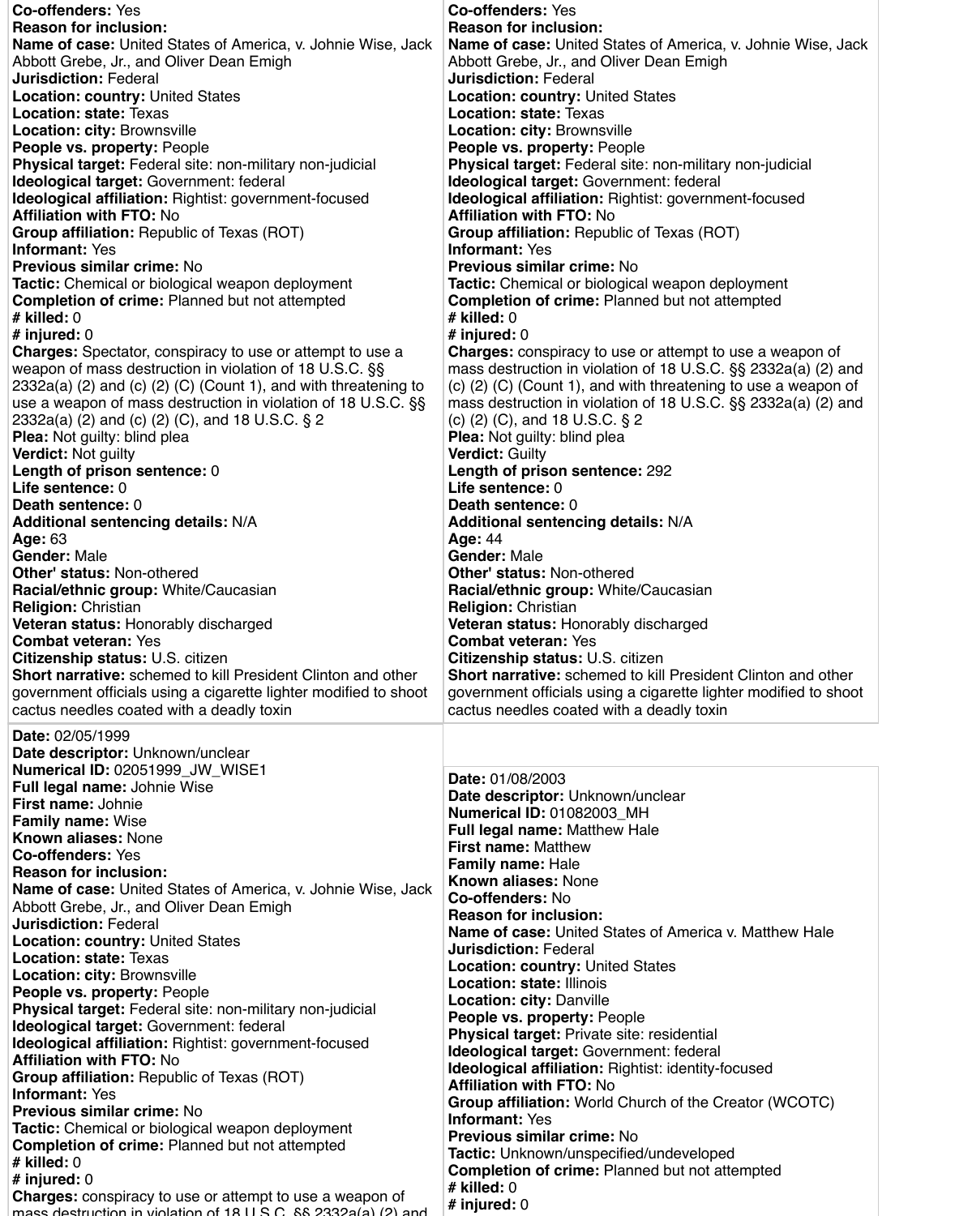**Co-offenders:** Yes
**Reason for inclusion:**
**Name of case:** United States of America, v. Johnie Wise, Jack Abbott Grebe, Jr., and Oliver Dean Emigh
**Jurisdiction:** Federal
**Location: country:** United States
**Location: state:** Texas
**Location: city:** Brownsville
**People vs. property:** People
**Physical target:** Federal site: non-military non-judicial
**Ideological target:** Government: federal
**Ideological affiliation:** Rightist: government-focused
**Affiliation with FTO:** No
**Group affiliation:** Republic of Texas (ROT)
**Informant:** Yes
**Previous similar crime:** No
**Tactic:** Chemical or biological weapon deployment
**Completion of crime:** Planned but not attempted
**# killed:** 0
**# injured:** 0
**Charges:** Spectator, conspiracy to use or attempt to use a weapon of mass destruction in violation of 18 U.S.C. §§ 2332a(a) (2) and (c) (2) (C) (Count 1), and with threatening to use a weapon of mass destruction in violation of 18 U.S.C. §§ 2332a(a) (2) and (c) (2) (C), and 18 U.S.C. § 2
**Plea:** Not guilty: blind plea
**Verdict:** Not guilty
**Length of prison sentence:** 0
**Life sentence:** 0
**Death sentence:** 0
**Additional sentencing details:** N/A
**Age:** 63
**Gender:** Male
**Other' status:** Non-othered
**Racial/ethnic group:** White/Caucasian
**Religion:** Christian
**Veteran status:** Honorably discharged
**Combat veteran:** Yes
**Citizenship status:** U.S. citizen
**Short narrative:** schemed to kill President Clinton and other government officials using a cigarette lighter modified to shoot cactus needles coated with a deadly toxin

---

**Date:** 02/05/1999
**Date descriptor:** Unknown/unclear
**Numerical ID:** 02051999_JW_WISE1
**Full legal name:** Johnie Wise
**First name:** Johnie
**Family name:** Wise
**Known aliases:** None
**Co-offenders:** Yes
**Reason for inclusion:**
**Name of case:** United States of America, v. Johnie Wise, Jack Abbott Grebe, Jr., and Oliver Dean Emigh
**Jurisdiction:** Federal
**Location: country:** United States
**Location: state:** Texas
**Location: city:** Brownsville
**People vs. property:** People
**Physical target:** Federal site: non-military non-judicial
**Ideological target:** Government: federal
**Ideological affiliation:** Rightist: government-focused
**Affiliation with FTO:** No
**Group affiliation:** Republic of Texas (ROT)
**Informant:** Yes
**Previous similar crime:** No
**Tactic:** Chemical or biological weapon deployment
**Completion of crime:** Planned but not attempted
**# killed:** 0
**# injured:** 0
**Charges:** conspiracy to use or attempt to use a weapon of mass destruction in violation of 18 U.S.C. §§ 2332a(a) (2) and

---

**Co-offenders:** Yes
**Reason for inclusion:**
**Name of case:** United States of America, v. Johnie Wise, Jack Abbott Grebe, Jr., and Oliver Dean Emigh
**Jurisdiction:** Federal
**Location: country:** United States
**Location: state:** Texas
**Location: city:** Brownsville
**People vs. property:** People
**Physical target:** Federal site: non-military non-judicial
**Ideological target:** Government: federal
**Ideological affiliation:** Rightist: government-focused
**Affiliation with FTO:** No
**Group affiliation:** Republic of Texas (ROT)
**Informant:** Yes
**Previous similar crime:** No
**Tactic:** Chemical or biological weapon deployment
**Completion of crime:** Planned but not attempted
**# killed:** 0
**# injured:** 0
**Charges:** conspiracy to use or attempt to use a weapon of mass destruction in violation of 18 U.S.C. §§ 2332a(a) (2) and (c) (2) (C) (Count 1), and with threatening to use a weapon of mass destruction in violation of 18 U.S.C. §§ 2332a(a) (2) and (c) (2) (C), and 18 U.S.C. § 2
**Plea:** Not guilty: blind plea
**Verdict:** Guilty
**Length of prison sentence:** 292
**Life sentence:** 0
**Death sentence:** 0
**Additional sentencing details:** N/A
**Age:** 44
**Gender:** Male
**Other' status:** Non-othered
**Racial/ethnic group:** White/Caucasian
**Religion:** Christian
**Veteran status:** Honorably discharged
**Combat veteran:** Yes
**Citizenship status:** U.S. citizen
**Short narrative:** schemed to kill President Clinton and other government officials using a cigarette lighter modified to shoot cactus needles coated with a deadly toxin

---

**Date:** 01/08/2003
**Date descriptor:** Unknown/unclear
**Numerical ID:** 01082003_MH
**Full legal name:** Matthew Hale
**First name:** Matthew
**Family name:** Hale
**Known aliases:** None
**Co-offenders:** No
**Reason for inclusion:**
**Name of case:** United States of America v. Matthew Hale
**Jurisdiction:** Federal
**Location: country:** United States
**Location: state:** Illinois
**Location: city:** Danville
**People vs. property:** People
**Physical target:** Private site: residential
**Ideological target:** Government: federal
**Ideological affiliation:** Rightist: identity-focused
**Affiliation with FTO:** No
**Group affiliation:** World Church of the Creator (WCOTC)
**Informant:** Yes
**Previous similar crime:** No
**Tactic:** Unknown/unspecified/undeveloped
**Completion of crime:** Planned but not attempted
**# killed:** 0
**# injured:** 0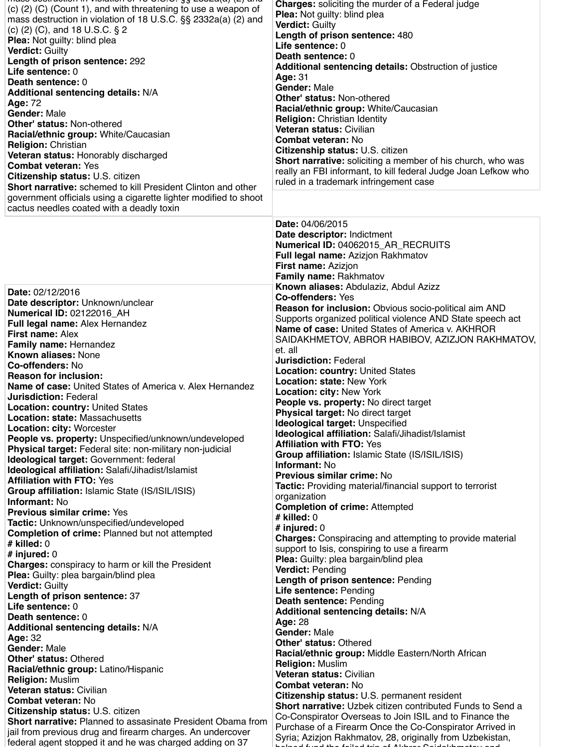mass destruction in violation of 18 U.S.C. §§ 2332a(a) (2) and (c) (2) (C) (Count 1), and with threatening to use a weapon of mass destruction in violation of 18 U.S.C. §§ 2332a(a) (2) and (c) (2) (C), and 18 U.S.C. § 2
**Plea:** Not guilty: blind plea
**Verdict:** Guilty
**Length of prison sentence:** 292
**Life sentence:** 0
**Death sentence:** 0
**Additional sentencing details:** N/A
**Age:** 72
**Gender:** Male
**Other' status:** Non-othered
**Racial/ethnic group:** White/Caucasian
**Religion:** Christian
**Veteran status:** Honorably discharged
**Combat veteran:** Yes
**Citizenship status:** U.S. citizen
**Short narrative:** schemed to kill President Clinton and other government officials using a cigarette lighter modified to shoot cactus needles coated with a deadly toxin

**Date:** 02/12/2016
**Date descriptor:** Unknown/unclear
**Numerical ID:** 02122016_AH
**Full legal name:** Alex Hernandez
**First name:** Alex
**Family name:** Hernandez
**Known aliases:** None
**Co-offenders:** No
**Reason for inclusion:**
**Name of case:** United States of America v. Alex Hernandez
**Jurisdiction:** Federal
**Location: country:** United States
**Location: state:** Massachusetts
**Location: city:** Worcester
**People vs. property:** Unspecified/unknown/undeveloped
**Physical target:** Federal site: non-military non-judicial
**Ideological target:** Government: federal
**Ideological affiliation:** Salafi/Jihadist/Islamist
**Affiliation with FTO:** Yes
**Group affiliation:** Islamic State (IS/ISIL/ISIS)
**Informant:** No
**Previous similar crime:** Yes
**Tactic:** Unknown/unspecified/undeveloped
**Completion of crime:** Planned but not attempted
**# killed:** 0
**# injured:** 0
**Charges:** conspiracy to harm or kill the President
**Plea:** Guilty: plea bargain/blind plea
**Verdict:** Guilty
**Length of prison sentence:** 37
**Life sentence:** 0
**Death sentence:** 0
**Additional sentencing details:** N/A
**Age:** 32
**Gender:** Male
**Other' status:** Othered
**Racial/ethnic group:** Latino/Hispanic
**Religion:** Muslim
**Veteran status:** Civilian
**Combat veteran:** No
**Citizenship status:** U.S. citizen
**Short narrative:** Planned to assasinate President Obama from jail from previous drug and firearm charges. An undercover federal agent stopped it and he was charged adding on 37

**Charges:** soliciting the murder of a Federal judge
**Plea:** Not guilty: blind plea
**Verdict:** Guilty
**Length of prison sentence:** 480
**Life sentence:** 0
**Death sentence:** 0
**Additional sentencing details:** Obstruction of justice
**Age:** 31
**Gender:** Male
**Other' status:** Non-othered
**Racial/ethnic group:** White/Caucasian
**Religion:** Christian Identity
**Veteran status:** Civilian
**Combat veteran:** No
**Citizenship status:** U.S. citizen
**Short narrative:** soliciting a member of his church, who was really an FBI informant, to kill federal Judge Joan Lefkow who ruled in a trademark infringement case

**Date:** 04/06/2015
**Date descriptor:** Indictment
**Numerical ID:** 04062015_AR_RECRUITS
**Full legal name:** Azizjon Rakhmatov
**First name:** Azizjon
**Family name:** Rakhmatov
**Known aliases:** Abdulaziz, Abdul Azizz
**Co-offenders:** Yes
**Reason for inclusion:** Obvious socio-political aim AND Supports organized political violence AND State speech act
**Name of case:** United States of America v. AKHROR SAIDAKHMETOV, ABROR HABIBOV, AZIZJON RAKHMATOV, et. all
**Jurisdiction:** Federal
**Location: country:** United States
**Location: state:** New York
**Location: city:** New York
**People vs. property:** No direct target
**Physical target:** No direct target
**Ideological target:** Unspecified
**Ideological affiliation:** Salafi/Jihadist/Islamist
**Affiliation with FTO:** Yes
**Group affiliation:** Islamic State (IS/ISIL/ISIS)
**Informant:** No
**Previous similar crime:** No
**Tactic:** Providing material/financial support to terrorist organization
**Completion of crime:** Attempted
**# killed:** 0
**# injured:** 0
**Charges:** Conspiracing and attempting to provide material support to Isis, conspiring to use a firearm
**Plea:** Guilty: plea bargain/blind plea
**Verdict:** Pending
**Length of prison sentence:** Pending
**Life sentence:** Pending
**Death sentence:** Pending
**Additional sentencing details:** N/A
**Age:** 28
**Gender:** Male
**Other' status:** Othered
**Racial/ethnic group:** Middle Eastern/North African
**Religion:** Muslim
**Veteran status:** Civilian
**Combat veteran:** No
**Citizenship status:** U.S. permanent resident
**Short narrative:** Uzbek citizen contributed Funds to Send a Co-Conspirator Overseas to Join ISIL and to Finance the Purchase of a Firearm Once the Co-Conspirator Arrived in Syria; Azizjon Rakhmatov, 28, originally from Uzbekistan, helped fund the failed trip of Akhror Saidakhmetov and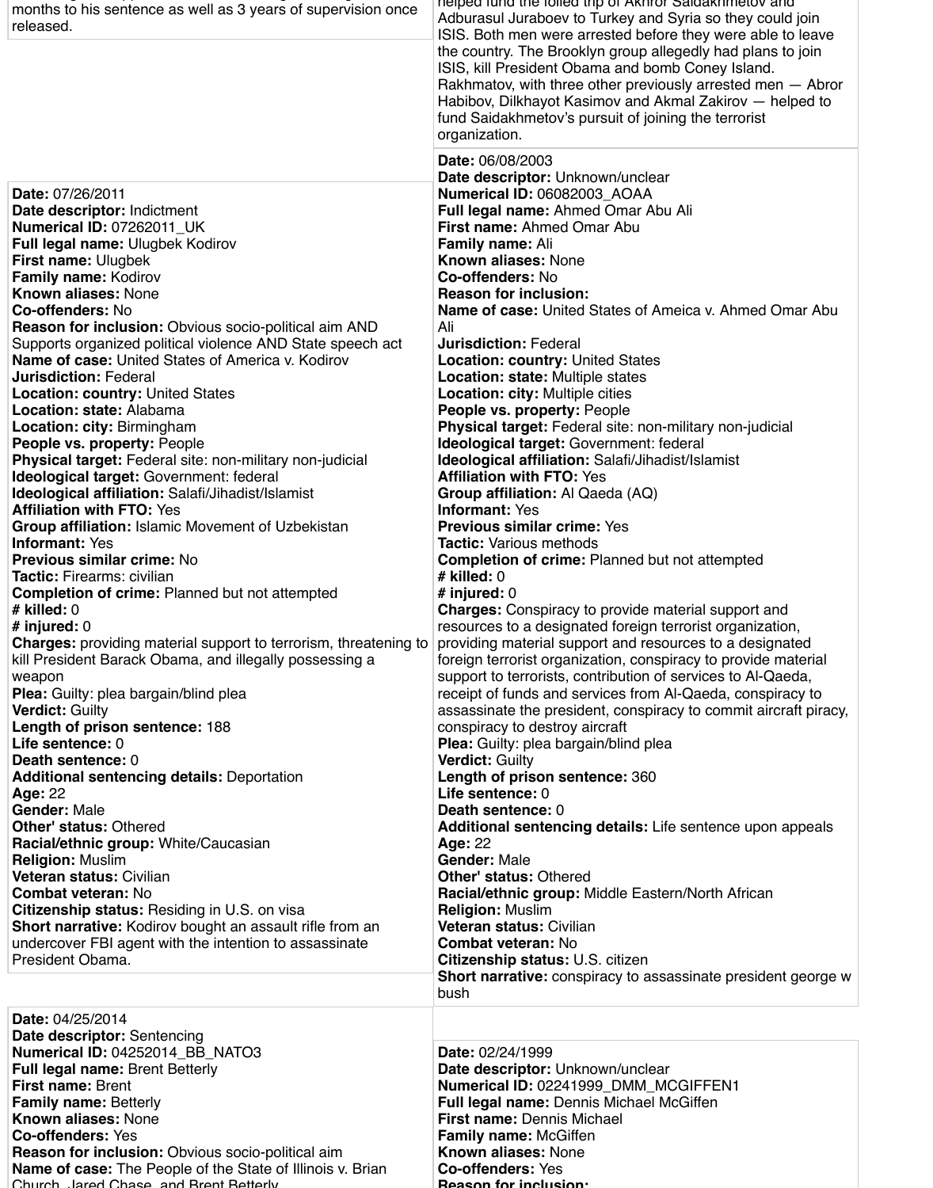months to his sentence as well as 3 years of supervision once released.

helped fund the foiled trip of Akhror Saidakhmetov and Adburasul Juraboev to Turkey and Syria so they could join ISIS. Both men were arrested before they were able to leave the country. The Brooklyn group allegedly had plans to join ISIS, kill President Obama and bomb Coney Island. Rakhmatov, with three other previously arrested men — Abror Habibov, Dilkhayot Kasimov and Akmal Zakirov — helped to fund Saidakhmetov's pursuit of joining the terrorist organization.

**Date:** 07/26/2011
**Date descriptor:** Indictment
**Numerical ID:** 07262011_UK
**Full legal name:** Ulugbek Kodirov
**First name:** Ulugbek
**Family name:** Kodirov
**Known aliases:** None
**Co-offenders:** No
**Reason for inclusion:** Obvious socio-political aim AND Supports organized political violence AND State speech act
**Name of case:** United States of America v. Kodirov
**Jurisdiction:** Federal
**Location: country:** United States
**Location: state:** Alabama
**Location: city:** Birmingham
**People vs. property:** People
**Physical target:** Federal site: non-military non-judicial
**Ideological target:** Government: federal
**Ideological affiliation:** Salafi/Jihadist/Islamist
**Affiliation with FTO:** Yes
**Group affiliation:** Islamic Movement of Uzbekistan
**Informant:** Yes
**Previous similar crime:** No
**Tactic:** Firearms: civilian
**Completion of crime:** Planned but not attempted
**# killed:** 0
**# injured:** 0
**Charges:** providing material support to terrorism, threatening to kill President Barack Obama, and illegally possessing a weapon
**Plea:** Guilty: plea bargain/blind plea
**Verdict:** Guilty
**Length of prison sentence:** 188
**Life sentence:** 0
**Death sentence:** 0
**Additional sentencing details:** Deportation
**Age:** 22
**Gender:** Male
**Other' status:** Othered
**Racial/ethnic group:** White/Caucasian
**Religion:** Muslim
**Veteran status:** Civilian
**Combat veteran:** No
**Citizenship status:** Residing in U.S. on visa
**Short narrative:** Kodirov bought an assault rifle from an undercover FBI agent with the intention to assassinate President Obama.

**Date:** 06/08/2003
**Date descriptor:** Unknown/unclear
**Numerical ID:** 06082003_AOAA
**Full legal name:** Ahmed Omar Abu Ali
**First name:** Ahmed Omar Abu
**Family name:** Ali
**Known aliases:** None
**Co-offenders:** No
**Reason for inclusion:**
**Name of case:** United States of Ameica v. Ahmed Omar Abu Ali
**Jurisdiction:** Federal
**Location: country:** United States
**Location: state:** Multiple states
**Location: city:** Multiple cities
**People vs. property:** People
**Physical target:** Federal site: non-military non-judicial
**Ideological target:** Government: federal
**Ideological affiliation:** Salafi/Jihadist/Islamist
**Affiliation with FTO:** Yes
**Group affiliation:** Al Qaeda (AQ)
**Informant:** Yes
**Previous similar crime:** Yes
**Tactic:** Various methods
**Completion of crime:** Planned but not attempted
**# killed:** 0
**# injured:** 0
**Charges:** Conspiracy to provide material support and resources to a designated foreign terrorist organization, providing material support and resources to a designated foreign terrorist organization, conspiracy to provide material support to terrorists, contribution of services to Al-Qaeda, receipt of funds and services from Al-Qaeda, conspiracy to assassinate the president, conspiracy to commit aircraft piracy, conspiracy to destroy aircraft
**Plea:** Guilty: plea bargain/blind plea
**Verdict:** Guilty
**Length of prison sentence:** 360
**Life sentence:** 0
**Death sentence:** 0
**Additional sentencing details:** Life sentence upon appeals
**Age:** 22
**Gender:** Male
**Other' status:** Othered
**Racial/ethnic group:** Middle Eastern/North African
**Religion:** Muslim
**Veteran status:** Civilian
**Combat veteran:** No
**Citizenship status:** U.S. citizen
**Short narrative:** conspiracy to assassinate president george w bush

**Date:** 04/25/2014
**Date descriptor:** Sentencing
**Numerical ID:** 04252014_BB_NATO3
**Full legal name:** Brent Betterly
**First name:** Brent
**Family name:** Betterly
**Known aliases:** None
**Co-offenders:** Yes
**Reason for inclusion:** Obvious socio-political aim
**Name of case:** The People of the State of Illinois v. Brian Church, Jared Chase, and Brent Betterly

**Date:** 02/24/1999
**Date descriptor:** Unknown/unclear
**Numerical ID:** 02241999_DMM_MCGIFFEN1
**Full legal name:** Dennis Michael McGiffen
**First name:** Dennis Michael
**Family name:** McGiffen
**Known aliases:** None
**Co-offenders:** Yes
**Reason for inclusion:**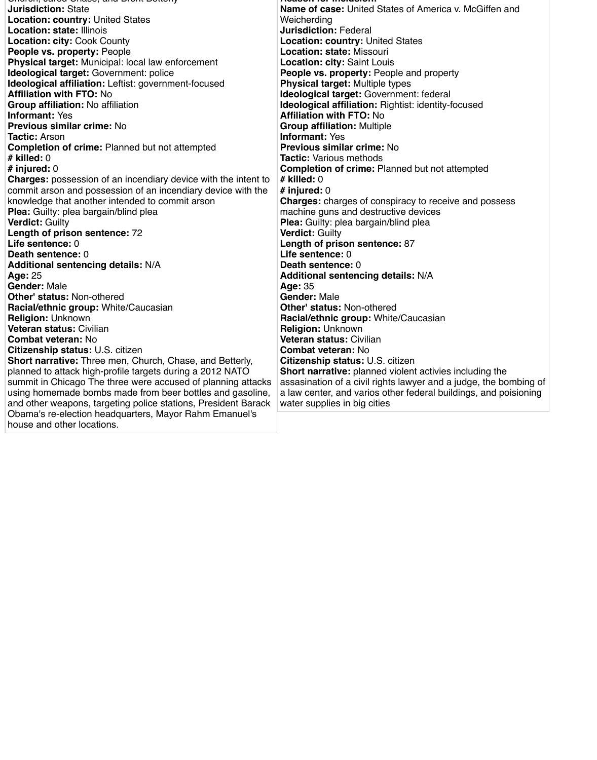Church, Jared Chase, and Brent Betterly

**Jurisdiction:** State
**Location: country:** United States
**Location: state:** Illinois
**Location: city:** Cook County
**People vs. property:** People
**Physical target:** Municipal: local law enforcement
**Ideological target:** Government: police
**Ideological affiliation:** Leftist: government-focused
**Affiliation with FTO:** No
**Group affiliation:** No affiliation
**Informant:** Yes
**Previous similar crime:** No
**Tactic:** Arson
**Completion of crime:** Planned but not attempted
**# killed:** 0
**# injured:** 0
**Charges:** possession of an incendiary device with the intent to commit arson and possession of an incendiary device with the knowledge that another intended to commit arson
**Plea:** Guilty: plea bargain/blind plea
**Verdict:** Guilty
**Length of prison sentence:** 72
**Life sentence:** 0
**Death sentence:** 0
**Additional sentencing details:** N/A
**Age:** 25
**Gender:** Male
**Other' status:** Non-othered
**Racial/ethnic group:** White/Caucasian
**Religion:** Unknown
**Veteran status:** Civilian
**Combat veteran:** No
**Citizenship status:** U.S. citizen
**Short narrative:** Three men, Church, Chase, and Betterly, planned to attack high-profile targets during a 2012 NATO summit in Chicago The three were accused of planning attacks using homemade bombs made from beer bottles and gasoline, and other weapons, targeting police stations, President Barack Obama's re-election headquarters, Mayor Rahm Emanuel's house and other locations.

**Reason for inclusion:**
**Name of case:** United States of America v. McGiffen and Weicherding
**Jurisdiction:** Federal
**Location: country:** United States
**Location: state:** Missouri
**Location: city:** Saint Louis
**People vs. property:** People and property
**Physical target:** Multiple types
**Ideological target:** Government: federal
**Ideological affiliation:** Rightist: identity-focused
**Affiliation with FTO:** No
**Group affiliation:** Multiple
**Informant:** Yes
**Previous similar crime:** No
**Tactic:** Various methods
**Completion of crime:** Planned but not attempted
**# killed:** 0
**# injured:** 0
**Charges:** charges of conspiracy to receive and possess machine guns and destructive devices
**Plea:** Guilty: plea bargain/blind plea
**Verdict:** Guilty
**Length of prison sentence:** 87
**Life sentence:** 0
**Death sentence:** 0
**Additional sentencing details:** N/A
**Age:** 35
**Gender:** Male
**Other' status:** Non-othered
**Racial/ethnic group:** White/Caucasian
**Religion:** Unknown
**Veteran status:** Civilian
**Combat veteran:** No
**Citizenship status:** U.S. citizen
**Short narrative:** planned violent activies including the assasination of a civil rights lawyer and a judge, the bombing of a law center, and varios other federal buildings, and poisioning water supplies in big cities